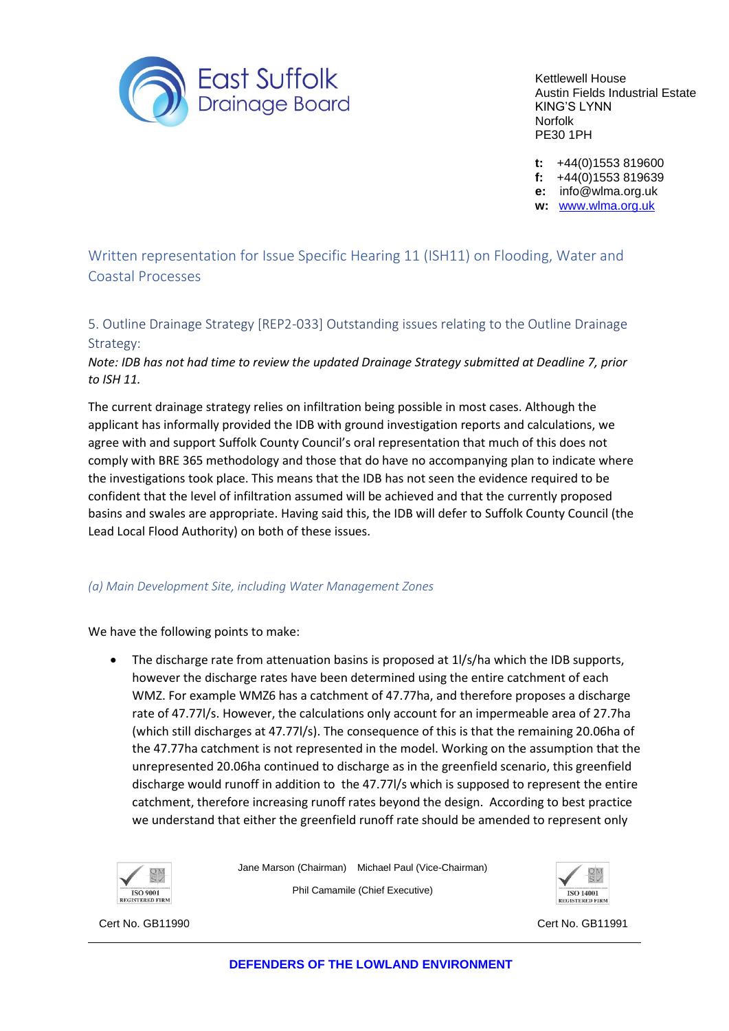East Suffolk Drainage Board

Kettlewell House
Austin Fields Industrial Estate
KING'S LYNN
Norfolk
PE30 1PH

**t:** +44(0)1553 819600
**f:** +44(0)1553 819639
**e:** info@wlma.org.uk
**w:** www.wlma.org.uk

## Written representation for Issue Specific Hearing 11 (ISH11) on Flooding, Water and Coastal Processes

### 5. Outline Drainage Strategy [REP2-033] Outstanding issues relating to the Outline Drainage Strategy:

*Note: IDB has not had time to review the updated Drainage Strategy submitted at Deadline 7, prior to ISH 11.*

The current drainage strategy relies on infiltration being possible in most cases. Although the applicant has informally provided the IDB with ground investigation reports and calculations, we agree with and support Suffolk County Council's oral representation that much of this does not comply with BRE 365 methodology and those that do have no accompanying plan to indicate where the investigations took place. This means that the IDB has not seen the evidence required to be confident that the level of infiltration assumed will be achieved and that the currently proposed basins and swales are appropriate. Having said this, the IDB will defer to Suffolk County Council (the Lead Local Flood Authority) on both of these issues.

#### *(a) Main Development Site, including Water Management Zones*

We have the following points to make:

- The discharge rate from attenuation basins is proposed at 1l/s/ha which the IDB supports, however the discharge rates have been determined using the entire catchment of each WMZ. For example WMZ6 has a catchment of 47.77ha, and therefore proposes a discharge rate of 47.77l/s. However, the calculations only account for an impermeable area of 27.7ha (which still discharges at 47.77l/s). The consequence of this is that the remaining 20.06ha of the 47.77ha catchment is not represented in the model. Working on the assumption that the unrepresented 20.06ha continued to discharge as in the greenfield scenario, this greenfield discharge would runoff in addition to the 47.77l/s which is supposed to represent the entire catchment, therefore increasing runoff rates beyond the design. According to best practice we understand that either the greenfield runoff rate should be amended to represent only

Jane Marson (Chairman) Michael Paul (Vice-Chairman)

Phil Camamile (Chief Executive)

ISO 9001 Registered Firm — Cert No. GB11990

ISO 14001 Registered Firm — Cert No. GB11991

DEFENDERS OF THE LOWLAND ENVIRONMENT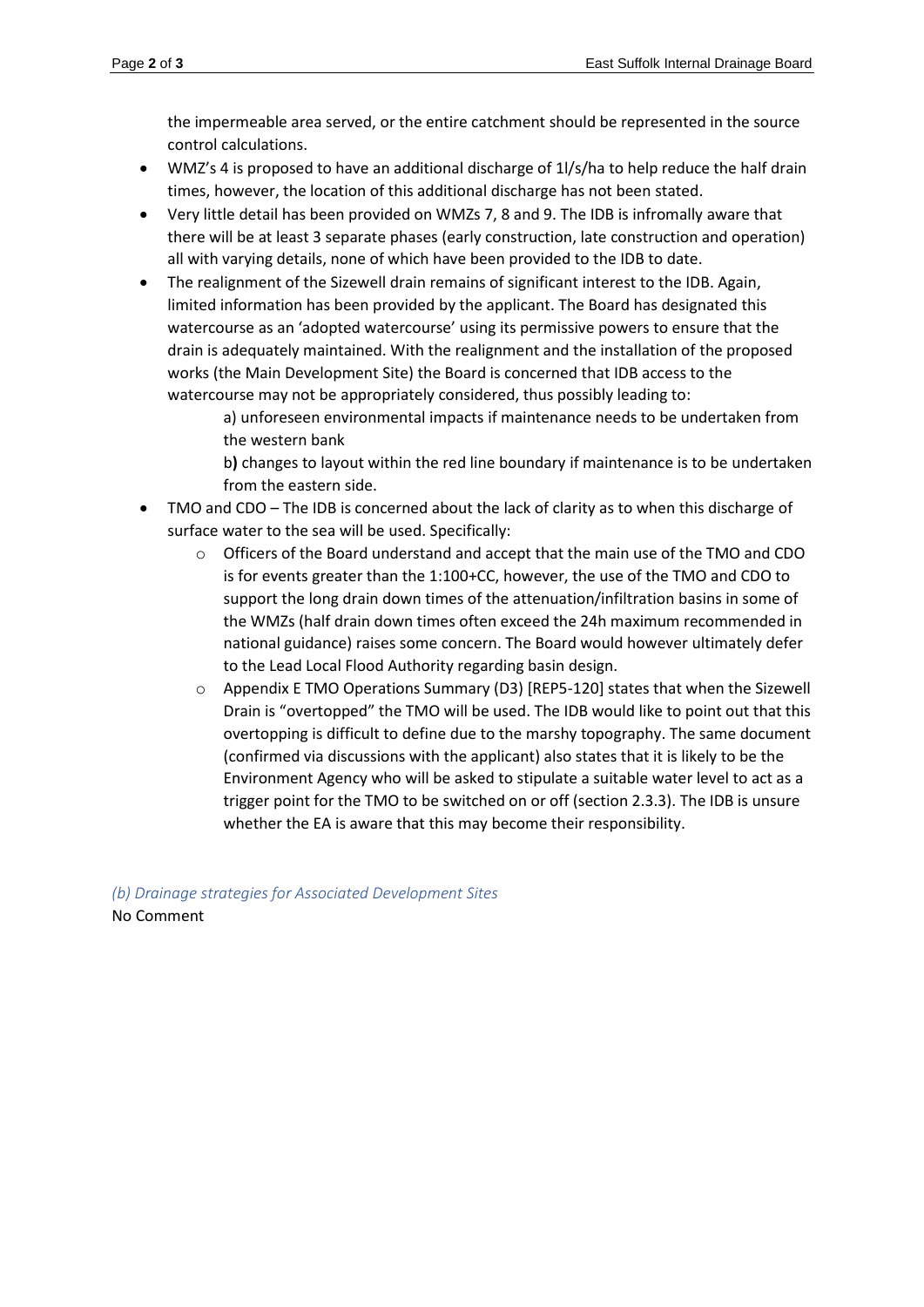the impermeable area served, or the entire catchment should be represented in the source control calculations.

- WMZ's 4 is proposed to have an additional discharge of 1l/s/ha to help reduce the half drain times, however, the location of this additional discharge has not been stated.
- Very little detail has been provided on WMZs 7, 8 and 9. The IDB is infromally aware that there will be at least 3 separate phases (early construction, late construction and operation) all with varying details, none of which have been provided to the IDB to date.
- The realignment of the Sizewell drain remains of significant interest to the IDB. Again, limited information has been provided by the applicant. The Board has designated this watercourse as an 'adopted watercourse' using its permissive powers to ensure that the drain is adequately maintained. With the realignment and the installation of the proposed works (the Main Development Site) the Board is concerned that IDB access to the watercourse may not be appropriately considered, thus possibly leading to:

  a) unforeseen environmental impacts if maintenance needs to be undertaken from the western bank

  b**)** changes to layout within the red line boundary if maintenance is to be undertaken from the eastern side.

- TMO and CDO – The IDB is concerned about the lack of clarity as to when this discharge of surface water to the sea will be used. Specifically:
  - Officers of the Board understand and accept that the main use of the TMO and CDO is for events greater than the 1:100+CC, however, the use of the TMO and CDO to support the long drain down times of the attenuation/infiltration basins in some of the WMZs (half drain down times often exceed the 24h maximum recommended in national guidance) raises some concern. The Board would however ultimately defer to the Lead Local Flood Authority regarding basin design.
  - Appendix E TMO Operations Summary (D3) [REP5-120] states that when the Sizewell Drain is "overtopped" the TMO will be used. The IDB would like to point out that this overtopping is difficult to define due to the marshy topography. The same document (confirmed via discussions with the applicant) also states that it is likely to be the Environment Agency who will be asked to stipulate a suitable water level to act as a trigger point for the TMO to be switched on or off (section 2.3.3). The IDB is unsure whether the EA is aware that this may become their responsibility.

*(b) Drainage strategies for Associated Development Sites*

No Comment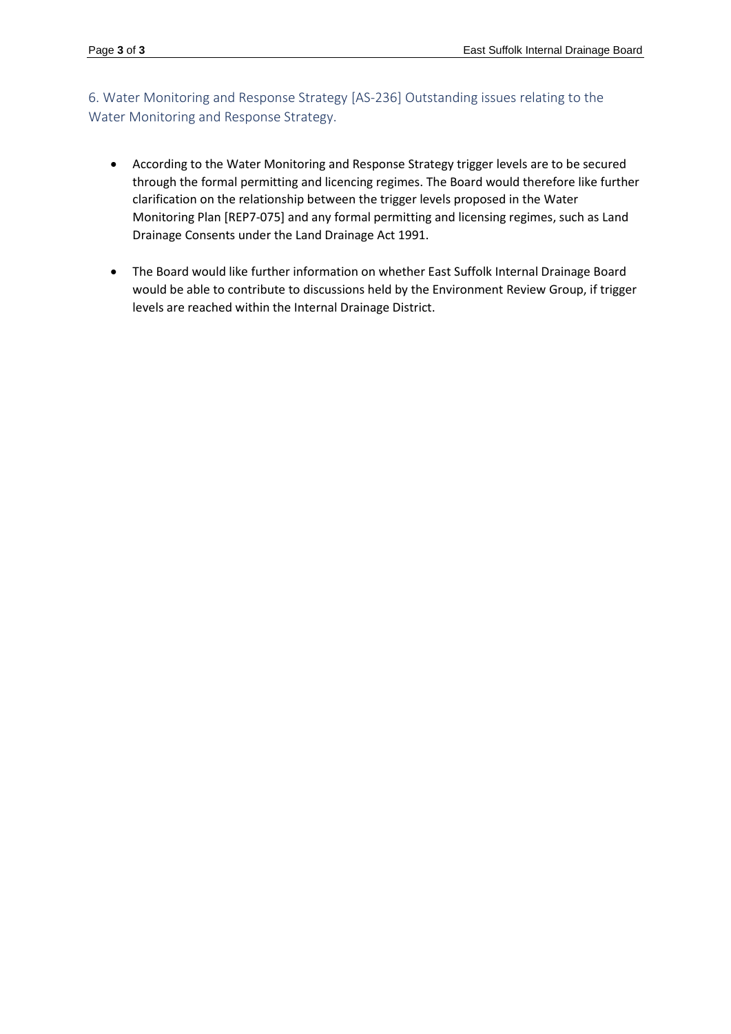## 6. Water Monitoring and Response Strategy [AS-236] Outstanding issues relating to the Water Monitoring and Response Strategy.

- According to the Water Monitoring and Response Strategy trigger levels are to be secured through the formal permitting and licencing regimes. The Board would therefore like further clarification on the relationship between the trigger levels proposed in the Water Monitoring Plan [REP7-075] and any formal permitting and licensing regimes, such as Land Drainage Consents under the Land Drainage Act 1991.

- The Board would like further information on whether East Suffolk Internal Drainage Board would be able to contribute to discussions held by the Environment Review Group, if trigger levels are reached within the Internal Drainage District.